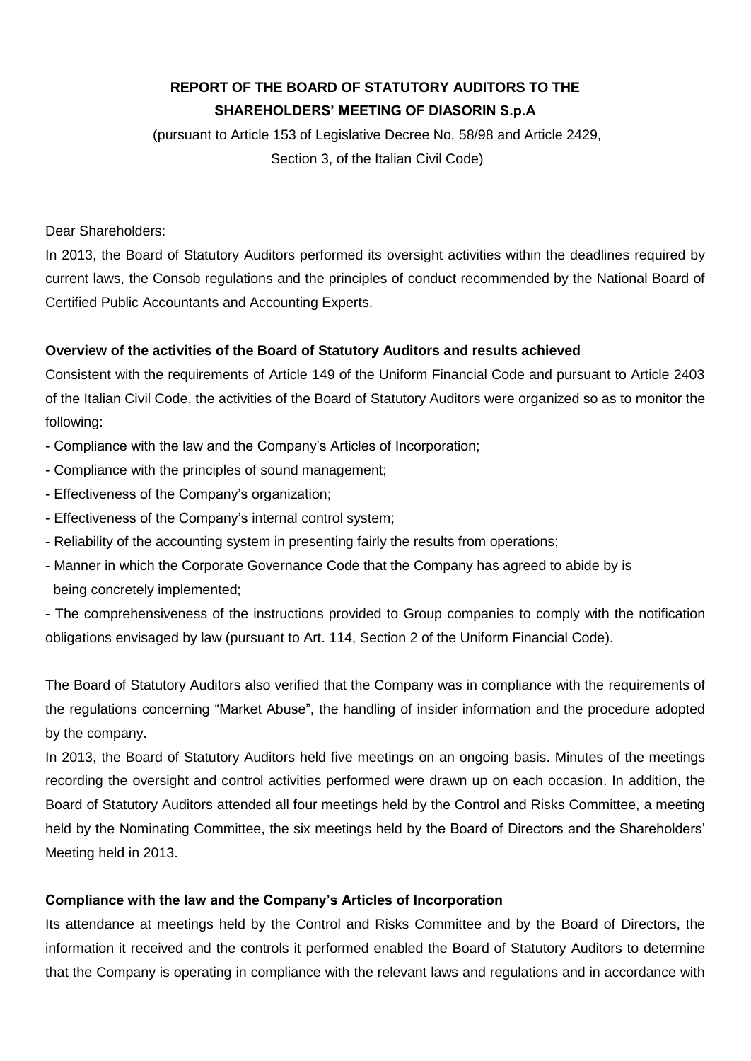# REPORT OF THE BOARD OF STATUTORY AUDITORS TO THE SHAREHOLDERS' MEETING OF DIASORIN S.p.A

(pursuant to Article 153 of Legislative Decree No. 58/98 and Article 2429, Section 3, of the Italian Civil Code)

Dear Shareholders:

In 2013, the Board of Statutory Auditors performed its oversight activities within the deadlines required by current laws, the Consob regulations and the principles of conduct recommended by the National Board of Certified Public Accountants and Accounting Experts.

**Overview of the activities of the Board of Statutory Auditors and results achieved**

Consistent with the requirements of Article 149 of the Uniform Financial Code and pursuant to Article 2403 of the Italian Civil Code, the activities of the Board of Statutory Auditors were organized so as to monitor the following:

- Compliance with the law and the Company's Articles of Incorporation;
- Compliance with the principles of sound management;
- Effectiveness of the Company's organization;
- Effectiveness of the Company's internal control system;
- Reliability of the accounting system in presenting fairly the results from operations;
- Manner in which the Corporate Governance Code that the Company has agreed to abide by is being concretely implemented;
- The comprehensiveness of the instructions provided to Group companies to comply with the notification obligations envisaged by law (pursuant to Art. 114, Section 2 of the Uniform Financial Code).

The Board of Statutory Auditors also verified that the Company was in compliance with the requirements of the regulations concerning "Market Abuse", the handling of insider information and the procedure adopted by the company.

In 2013, the Board of Statutory Auditors held five meetings on an ongoing basis. Minutes of the meetings recording the oversight and control activities performed were drawn up on each occasion. In addition, the Board of Statutory Auditors attended all four meetings held by the Control and Risks Committee, a meeting held by the Nominating Committee, the six meetings held by the Board of Directors and the Shareholders' Meeting held in 2013.

**Compliance with the law and the Company's Articles of Incorporation**

Its attendance at meetings held by the Control and Risks Committee and by the Board of Directors, the information it received and the controls it performed enabled the Board of Statutory Auditors to determine that the Company is operating in compliance with the relevant laws and regulations and in accordance with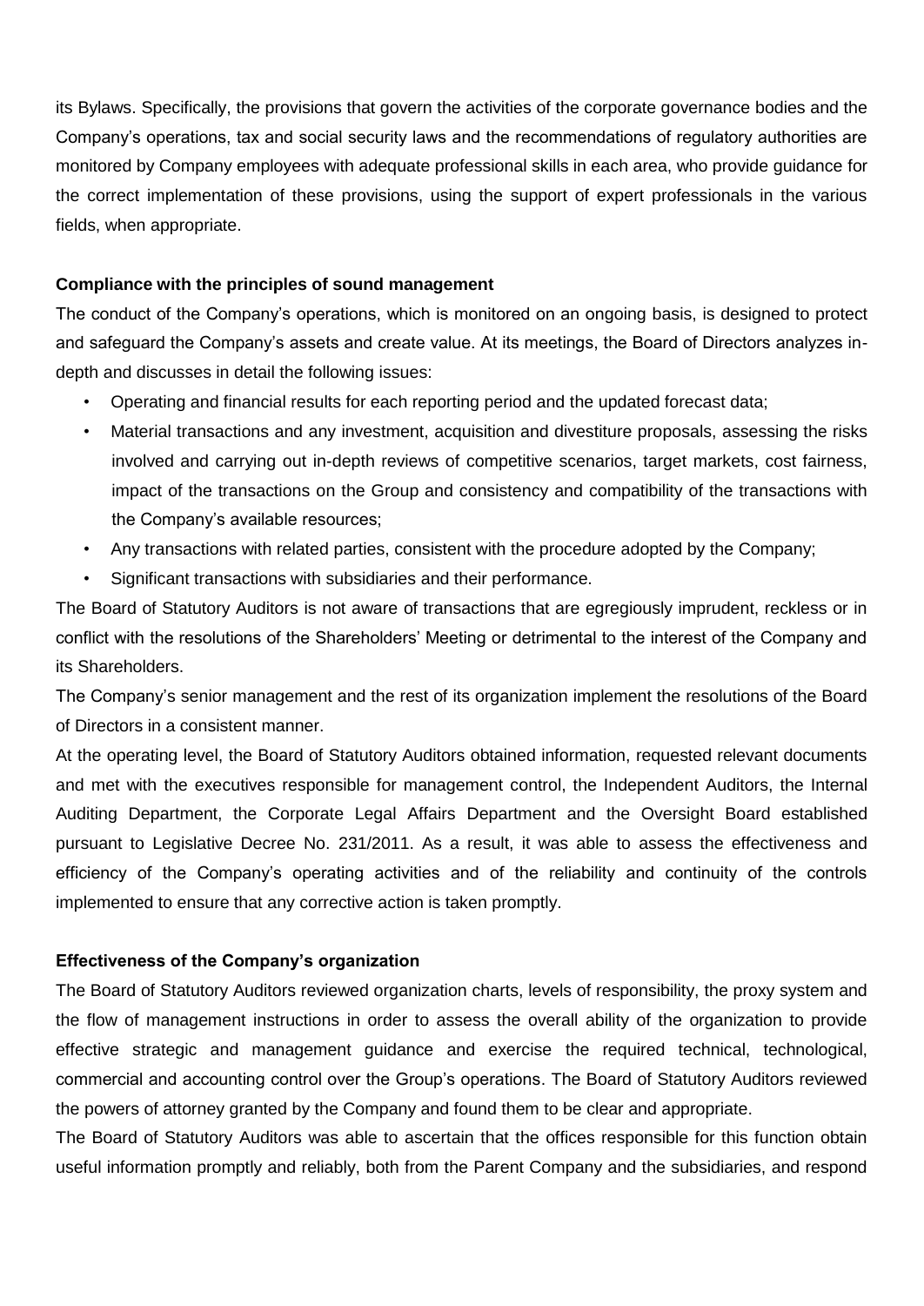its Bylaws. Specifically, the provisions that govern the activities of the corporate governance bodies and the Company's operations, tax and social security laws and the recommendations of regulatory authorities are monitored by Company employees with adequate professional skills in each area, who provide guidance for the correct implementation of these provisions, using the support of expert professionals in the various fields, when appropriate.

**Compliance with the principles of sound management**

The conduct of the Company's operations, which is monitored on an ongoing basis, is designed to protect and safeguard the Company's assets and create value. At its meetings, the Board of Directors analyzes in-depth and discusses in detail the following issues:

- Operating and financial results for each reporting period and the updated forecast data;
- Material transactions and any investment, acquisition and divestiture proposals, assessing the risks involved and carrying out in-depth reviews of competitive scenarios, target markets, cost fairness, impact of the transactions on the Group and consistency and compatibility of the transactions with the Company's available resources;
- Any transactions with related parties, consistent with the procedure adopted by the Company;
- Significant transactions with subsidiaries and their performance.

The Board of Statutory Auditors is not aware of transactions that are egregiously imprudent, reckless or in conflict with the resolutions of the Shareholders' Meeting or detrimental to the interest of the Company and its Shareholders.

The Company's senior management and the rest of its organization implement the resolutions of the Board of Directors in a consistent manner.

At the operating level, the Board of Statutory Auditors obtained information, requested relevant documents and met with the executives responsible for management control, the Independent Auditors, the Internal Auditing Department, the Corporate Legal Affairs Department and the Oversight Board established pursuant to Legislative Decree No. 231/2011. As a result, it was able to assess the effectiveness and efficiency of the Company's operating activities and of the reliability and continuity of the controls implemented to ensure that any corrective action is taken promptly.

**Effectiveness of the Company's organization**

The Board of Statutory Auditors reviewed organization charts, levels of responsibility, the proxy system and the flow of management instructions in order to assess the overall ability of the organization to provide effective strategic and management guidance and exercise the required technical, technological, commercial and accounting control over the Group's operations. The Board of Statutory Auditors reviewed the powers of attorney granted by the Company and found them to be clear and appropriate.

The Board of Statutory Auditors was able to ascertain that the offices responsible for this function obtain useful information promptly and reliably, both from the Parent Company and the subsidiaries, and respond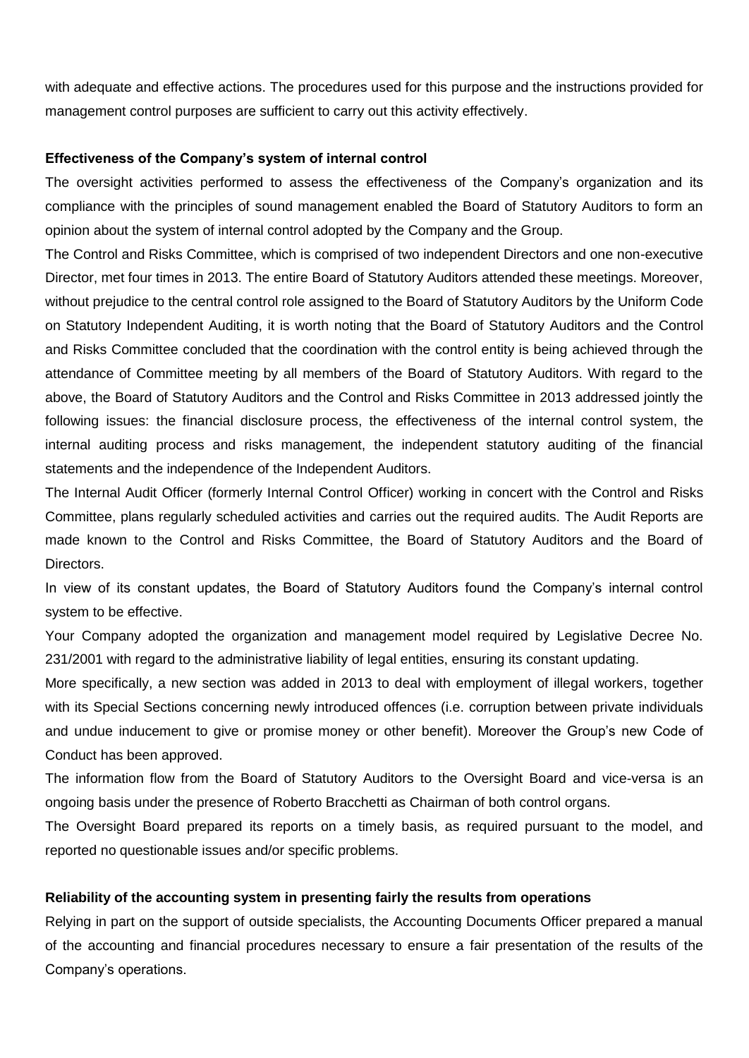with adequate and effective actions. The procedures used for this purpose and the instructions provided for management control purposes are sufficient to carry out this activity effectively.

**Effectiveness of the Company's system of internal control**

The oversight activities performed to assess the effectiveness of the Company's organization and its compliance with the principles of sound management enabled the Board of Statutory Auditors to form an opinion about the system of internal control adopted by the Company and the Group.

The Control and Risks Committee, which is comprised of two independent Directors and one non-executive Director, met four times in 2013. The entire Board of Statutory Auditors attended these meetings. Moreover, without prejudice to the central control role assigned to the Board of Statutory Auditors by the Uniform Code on Statutory Independent Auditing, it is worth noting that the Board of Statutory Auditors and the Control and Risks Committee concluded that the coordination with the control entity is being achieved through the attendance of Committee meeting by all members of the Board of Statutory Auditors. With regard to the above, the Board of Statutory Auditors and the Control and Risks Committee in 2013 addressed jointly the following issues: the financial disclosure process, the effectiveness of the internal control system, the internal auditing process and risks management, the independent statutory auditing of the financial statements and the independence of the Independent Auditors.

The Internal Audit Officer (formerly Internal Control Officer) working in concert with the Control and Risks Committee, plans regularly scheduled activities and carries out the required audits. The Audit Reports are made known to the Control and Risks Committee, the Board of Statutory Auditors and the Board of Directors.

In view of its constant updates, the Board of Statutory Auditors found the Company's internal control system to be effective.

Your Company adopted the organization and management model required by Legislative Decree No. 231/2001 with regard to the administrative liability of legal entities, ensuring its constant updating.

More specifically, a new section was added in 2013 to deal with employment of illegal workers, together with its Special Sections concerning newly introduced offences (i.e. corruption between private individuals and undue inducement to give or promise money or other benefit). Moreover the Group's new Code of Conduct has been approved.

The information flow from the Board of Statutory Auditors to the Oversight Board and vice-versa is an ongoing basis under the presence of Roberto Bracchetti as Chairman of both control organs.

The Oversight Board prepared its reports on a timely basis, as required pursuant to the model, and reported no questionable issues and/or specific problems.

**Reliability of the accounting system in presenting fairly the results from operations**

Relying in part on the support of outside specialists, the Accounting Documents Officer prepared a manual of the accounting and financial procedures necessary to ensure a fair presentation of the results of the Company's operations.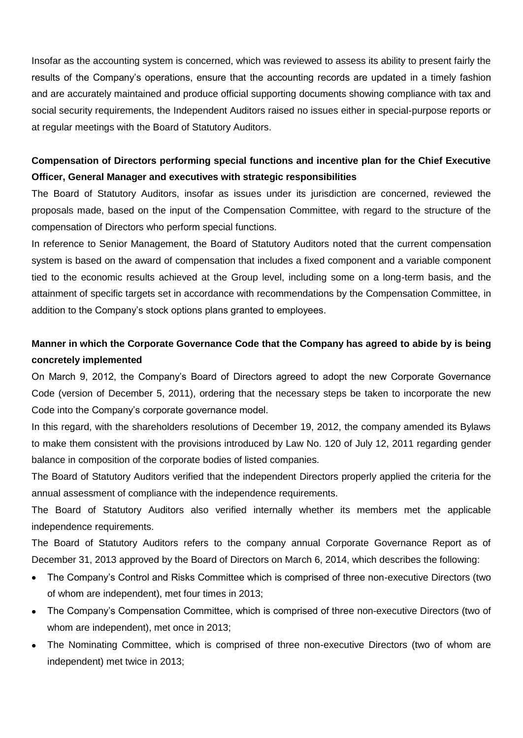Insofar as the accounting system is concerned, which was reviewed to assess its ability to present fairly the results of the Company's operations, ensure that the accounting records are updated in a timely fashion and are accurately maintained and produce official supporting documents showing compliance with tax and social security requirements, the Independent Auditors raised no issues either in special-purpose reports or at regular meetings with the Board of Statutory Auditors.

**Compensation of Directors performing special functions and incentive plan for the Chief Executive Officer, General Manager and executives with strategic responsibilities**

The Board of Statutory Auditors, insofar as issues under its jurisdiction are concerned, reviewed the proposals made, based on the input of the Compensation Committee, with regard to the structure of the compensation of Directors who perform special functions.

In reference to Senior Management, the Board of Statutory Auditors noted that the current compensation system is based on the award of compensation that includes a fixed component and a variable component tied to the economic results achieved at the Group level, including some on a long-term basis, and the attainment of specific targets set in accordance with recommendations by the Compensation Committee, in addition to the Company's stock options plans granted to employees.

**Manner in which the Corporate Governance Code that the Company has agreed to abide by is being concretely implemented**

On March 9, 2012, the Company's Board of Directors agreed to adopt the new Corporate Governance Code (version of December 5, 2011), ordering that the necessary steps be taken to incorporate the new Code into the Company's corporate governance model.

In this regard, with the shareholders resolutions of December 19, 2012, the company amended its Bylaws to make them consistent with the provisions introduced by Law No. 120 of July 12, 2011 regarding gender balance in composition of the corporate bodies of listed companies.

The Board of Statutory Auditors verified that the independent Directors properly applied the criteria for the annual assessment of compliance with the independence requirements.

The Board of Statutory Auditors also verified internally whether its members met the applicable independence requirements.

The Board of Statutory Auditors refers to the company annual Corporate Governance Report as of December 31, 2013 approved by the Board of Directors on March 6, 2014, which describes the following:

- The Company's Control and Risks Committee which is comprised of three non-executive Directors (two of whom are independent), met four times in 2013;
- The Company's Compensation Committee, which is comprised of three non-executive Directors (two of whom are independent), met once in 2013;
- The Nominating Committee, which is comprised of three non-executive Directors (two of whom are independent) met twice in 2013;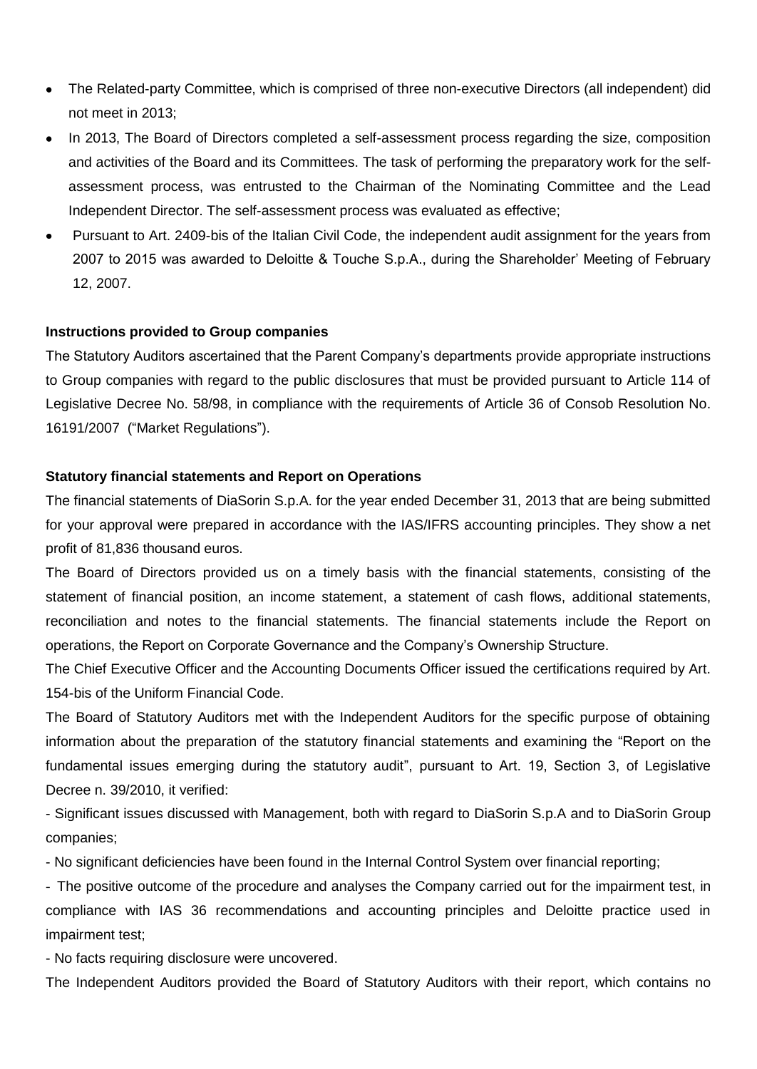- The Related-party Committee, which is comprised of three non-executive Directors (all independent) did not meet in 2013;
- In 2013, The Board of Directors completed a self-assessment process regarding the size, composition and activities of the Board and its Committees. The task of performing the preparatory work for the self-assessment process, was entrusted to the Chairman of the Nominating Committee and the Lead Independent Director. The self-assessment process was evaluated as effective;
- Pursuant to Art. 2409-bis of the Italian Civil Code, the independent audit assignment for the years from 2007 to 2015 was awarded to Deloitte & Touche S.p.A., during the Shareholder' Meeting of February 12, 2007.

**Instructions provided to Group companies**

The Statutory Auditors ascertained that the Parent Company's departments provide appropriate instructions to Group companies with regard to the public disclosures that must be provided pursuant to Article 114 of Legislative Decree No. 58/98, in compliance with the requirements of Article 36 of Consob Resolution No. 16191/2007 ("Market Regulations").

**Statutory financial statements and Report on Operations**

The financial statements of DiaSorin S.p.A. for the year ended December 31, 2013 that are being submitted for your approval were prepared in accordance with the IAS/IFRS accounting principles. They show a net profit of 81,836 thousand euros.

The Board of Directors provided us on a timely basis with the financial statements, consisting of the statement of financial position, an income statement, a statement of cash flows, additional statements, reconciliation and notes to the financial statements. The financial statements include the Report on operations, the Report on Corporate Governance and the Company's Ownership Structure.

The Chief Executive Officer and the Accounting Documents Officer issued the certifications required by Art. 154-bis of the Uniform Financial Code.

The Board of Statutory Auditors met with the Independent Auditors for the specific purpose of obtaining information about the preparation of the statutory financial statements and examining the "Report on the fundamental issues emerging during the statutory audit", pursuant to Art. 19, Section 3, of Legislative Decree n. 39/2010, it verified:

- Significant issues discussed with Management, both with regard to DiaSorin S.p.A and to DiaSorin Group companies;

- No significant deficiencies have been found in the Internal Control System over financial reporting;

- The positive outcome of the procedure and analyses the Company carried out for the impairment test, in compliance with IAS 36 recommendations and accounting principles and Deloitte practice used in impairment test;

- No facts requiring disclosure were uncovered.

The Independent Auditors provided the Board of Statutory Auditors with their report, which contains no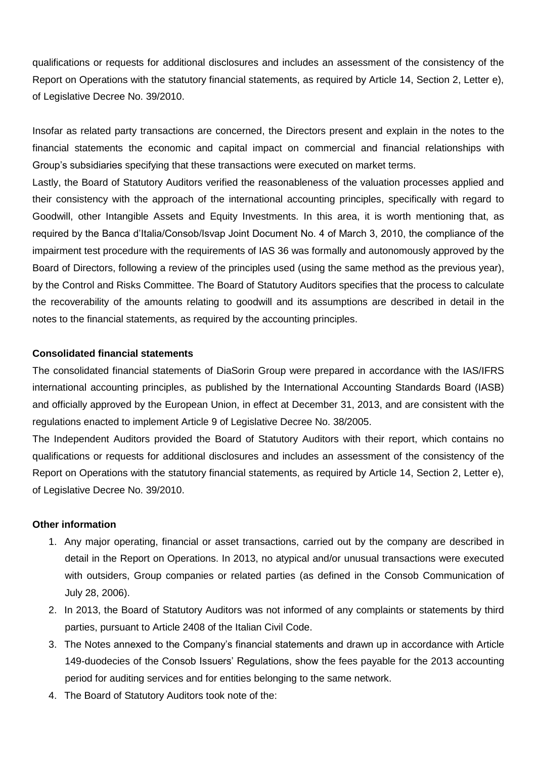qualifications or requests for additional disclosures and includes an assessment of the consistency of the Report on Operations with the statutory financial statements, as required by Article 14, Section 2, Letter e), of Legislative Decree No. 39/2010.

Insofar as related party transactions are concerned, the Directors present and explain in the notes to the financial statements the economic and capital impact on commercial and financial relationships with Group's subsidiaries specifying that these transactions were executed on market terms.

Lastly, the Board of Statutory Auditors verified the reasonableness of the valuation processes applied and their consistency with the approach of the international accounting principles, specifically with regard to Goodwill, other Intangible Assets and Equity Investments. In this area, it is worth mentioning that, as required by the Banca d'Italia/Consob/Isvap Joint Document No. 4 of March 3, 2010, the compliance of the impairment test procedure with the requirements of IAS 36 was formally and autonomously approved by the Board of Directors, following a review of the principles used (using the same method as the previous year), by the Control and Risks Committee. The Board of Statutory Auditors specifies that the process to calculate the recoverability of the amounts relating to goodwill and its assumptions are described in detail in the notes to the financial statements, as required by the accounting principles.

**Consolidated financial statements**

The consolidated financial statements of DiaSorin Group were prepared in accordance with the IAS/IFRS international accounting principles, as published by the International Accounting Standards Board (IASB) and officially approved by the European Union, in effect at December 31, 2013, and are consistent with the regulations enacted to implement Article 9 of Legislative Decree No. 38/2005.

The Independent Auditors provided the Board of Statutory Auditors with their report, which contains no qualifications or requests for additional disclosures and includes an assessment of the consistency of the Report on Operations with the statutory financial statements, as required by Article 14, Section 2, Letter e), of Legislative Decree No. 39/2010.

**Other information**

1. Any major operating, financial or asset transactions, carried out by the company are described in detail in the Report on Operations. In 2013, no atypical and/or unusual transactions were executed with outsiders, Group companies or related parties (as defined in the Consob Communication of July 28, 2006).
2. In 2013, the Board of Statutory Auditors was not informed of any complaints or statements by third parties, pursuant to Article 2408 of the Italian Civil Code.
3. The Notes annexed to the Company's financial statements and drawn up in accordance with Article 149-duodecies of the Consob Issuers' Regulations, show the fees payable for the 2013 accounting period for auditing services and for entities belonging to the same network.
4. The Board of Statutory Auditors took note of the: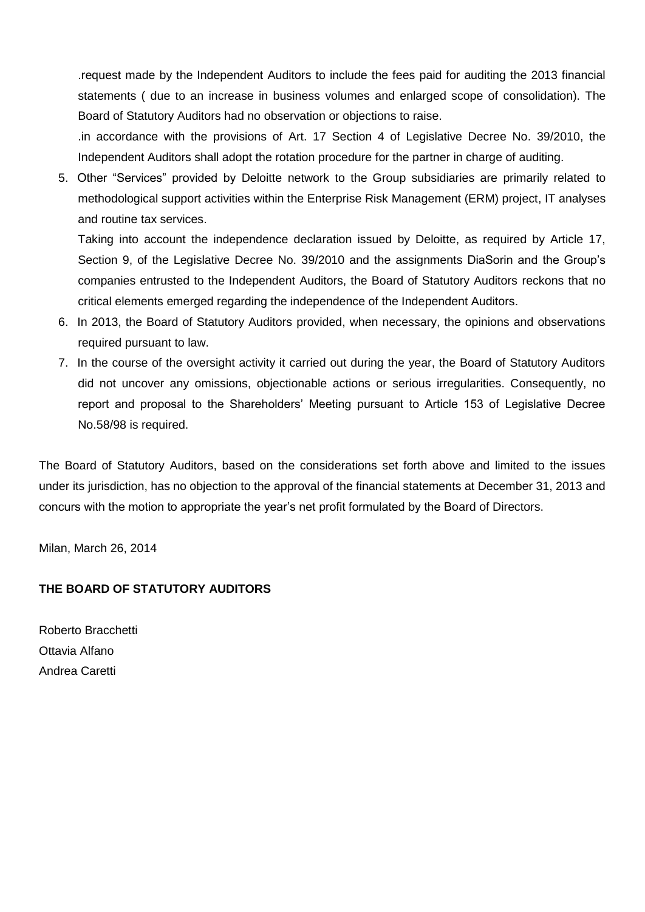.request made by the Independent Auditors to include the fees paid for auditing the 2013 financial statements ( due to an increase in business volumes and enlarged scope of consolidation). The Board of Statutory Auditors had no observation or objections to raise.

.in accordance with the provisions of Art. 17 Section 4 of Legislative Decree No. 39/2010, the Independent Auditors shall adopt the rotation procedure for the partner in charge of auditing.

5. Other "Services" provided by Deloitte network to the Group subsidiaries are primarily related to methodological support activities within the Enterprise Risk Management (ERM) project, IT analyses and routine tax services.

   Taking into account the independence declaration issued by Deloitte, as required by Article 17, Section 9, of the Legislative Decree No. 39/2010 and the assignments DiaSorin and the Group's companies entrusted to the Independent Auditors, the Board of Statutory Auditors reckons that no critical elements emerged regarding the independence of the Independent Auditors.

6. In 2013, the Board of Statutory Auditors provided, when necessary, the opinions and observations required pursuant to law.
7. In the course of the oversight activity it carried out during the year, the Board of Statutory Auditors did not uncover any omissions, objectionable actions or serious irregularities. Consequently, no report and proposal to the Shareholders' Meeting pursuant to Article 153 of Legislative Decree No.58/98 is required.

The Board of Statutory Auditors, based on the considerations set forth above and limited to the issues under its jurisdiction, has no objection to the approval of the financial statements at December 31, 2013 and concurs with the motion to appropriate the year's net profit formulated by the Board of Directors.

Milan, March 26, 2014

**THE BOARD OF STATUTORY AUDITORS**

Roberto Bracchetti
Ottavia Alfano
Andrea Caretti